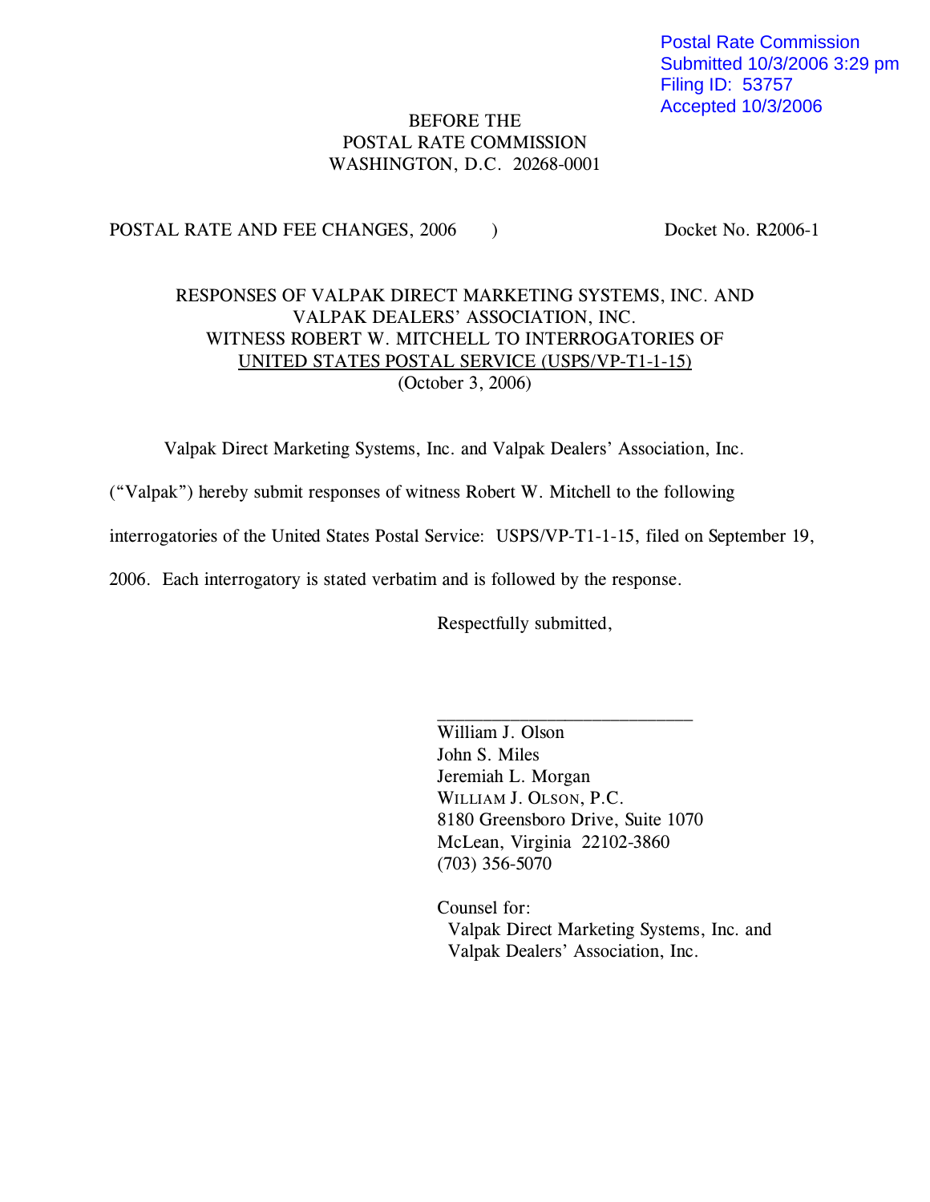Postal Rate Commission
Submitted 10/3/2006 3:29 pm
Filing ID: 53757
Accepted 10/3/2006

BEFORE THE
POSTAL RATE COMMISSION
WASHINGTON, D.C. 20268-0001

POSTAL RATE AND FEE CHANGES, 2006 ) Docket No. R2006-1

RESPONSES OF VALPAK DIRECT MARKETING SYSTEMS, INC. AND
VALPAK DEALERS' ASSOCIATION, INC.
WITNESS ROBERT W. MITCHELL TO INTERROGATORIES OF
UNITED STATES POSTAL SERVICE (USPS/VP-T1-1-15)
(October 3, 2006)

Valpak Direct Marketing Systems, Inc. and Valpak Dealers' Association, Inc. ("Valpak") hereby submit responses of witness Robert W. Mitchell to the following interrogatories of the United States Postal Service: USPS/VP-T1-1-15, filed on September 19, 2006. Each interrogatory is stated verbatim and is followed by the response.

Respectfully submitted,

\_\_\_\_\_\_\_\_\_\_\_\_\_\_\_\_\_\_\_\_\_\_\_\_\_\_\_\_

William J. Olson
John S. Miles
Jeremiah L. Morgan
WILLIAM J. OLSON, P.C.
8180 Greensboro Drive, Suite 1070
McLean, Virginia 22102-3860
(703) 356-5070

Counsel for:
Valpak Direct Marketing Systems, Inc. and
Valpak Dealers' Association, Inc.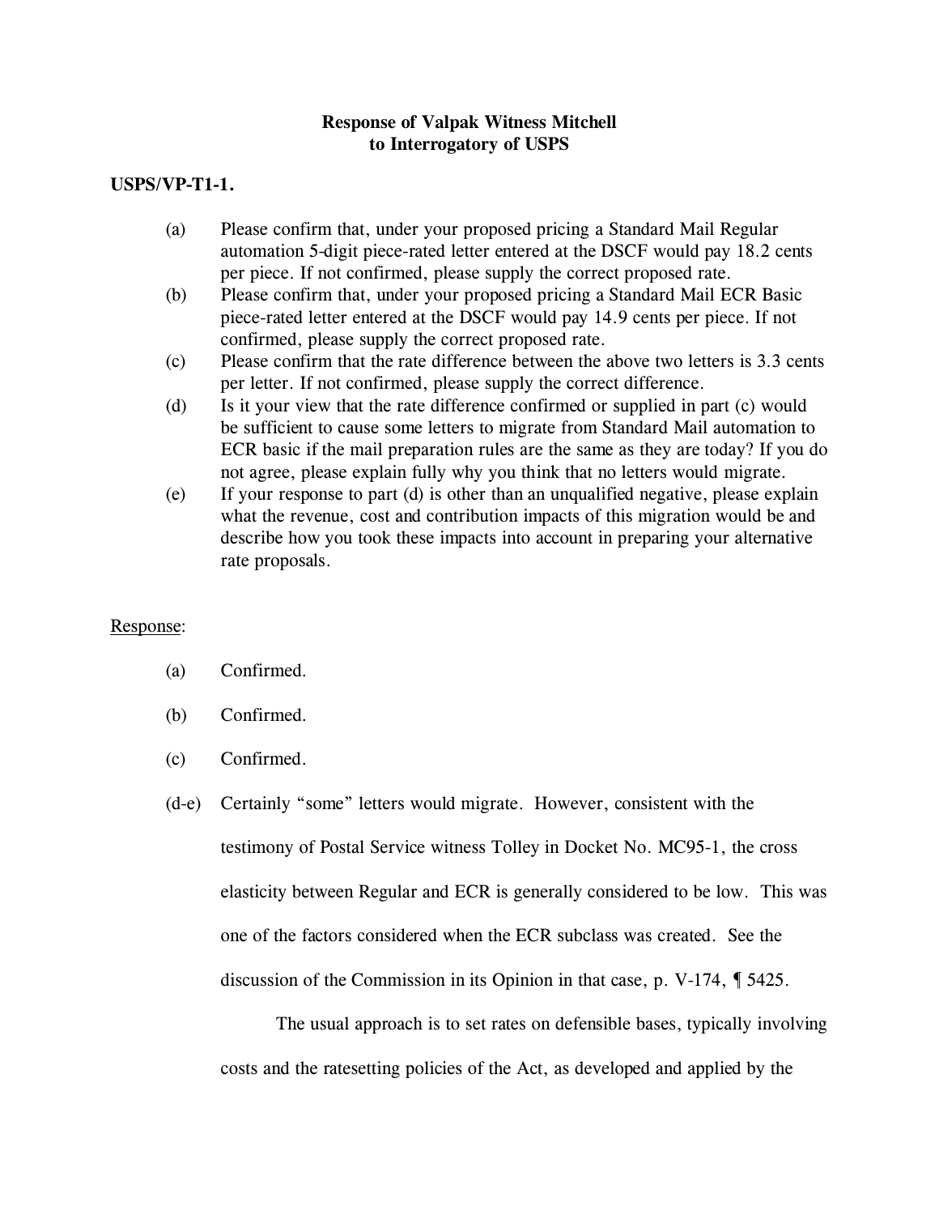**Response of Valpak Witness Mitchell**
**to Interrogatory of USPS**

**USPS/VP-T1-1.**

(a) Please confirm that, under your proposed pricing a Standard Mail Regular automation 5-digit piece-rated letter entered at the DSCF would pay 18.2 cents per piece. If not confirmed, please supply the correct proposed rate.

(b) Please confirm that, under your proposed pricing a Standard Mail ECR Basic piece-rated letter entered at the DSCF would pay 14.9 cents per piece. If not confirmed, please supply the correct proposed rate.

(c) Please confirm that the rate difference between the above two letters is 3.3 cents per letter. If not confirmed, please supply the correct difference.

(d) Is it your view that the rate difference confirmed or supplied in part (c) would be sufficient to cause some letters to migrate from Standard Mail automation to ECR basic if the mail preparation rules are the same as they are today? If you do not agree, please explain fully why you think that no letters would migrate.

(e) If your response to part (d) is other than an unqualified negative, please explain what the revenue, cost and contribution impacts of this migration would be and describe how you took these impacts into account in preparing your alternative rate proposals.

Response:

(a) Confirmed.

(b) Confirmed.

(c) Confirmed.

(d-e) Certainly “some” letters would migrate. However, consistent with the testimony of Postal Service witness Tolley in Docket No. MC95-1, the cross elasticity between Regular and ECR is generally considered to be low. This was one of the factors considered when the ECR subclass was created. See the discussion of the Commission in its Opinion in that case, p. V-174, ¶ 5425.

The usual approach is to set rates on defensible bases, typically involving costs and the ratesetting policies of the Act, as developed and applied by the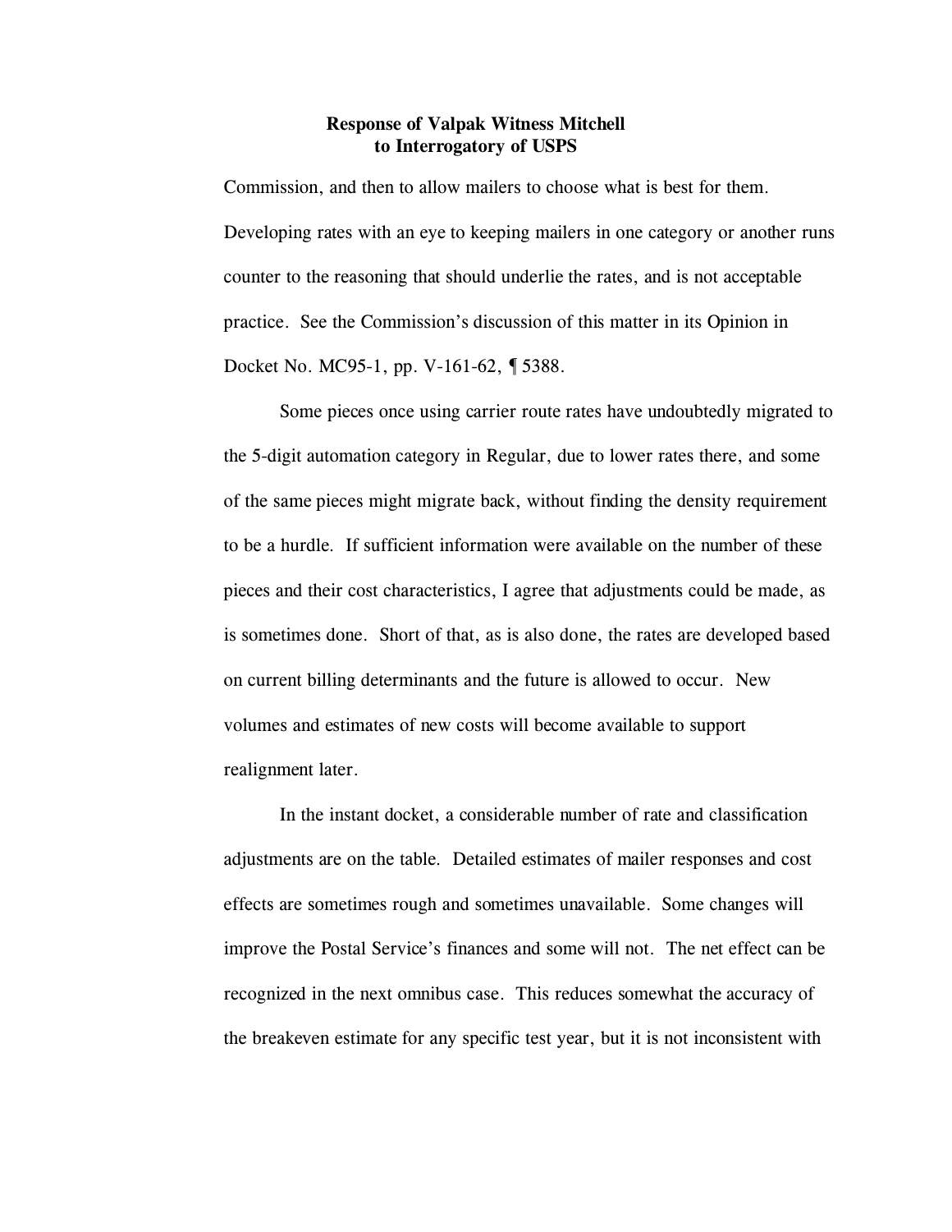Commission, and then to allow mailers to choose what is best for them. Developing rates with an eye to keeping mailers in one category or another runs counter to the reasoning that should underlie the rates, and is not acceptable practice. See the Commission's discussion of this matter in its Opinion in Docket No. MC95-1, pp. V-161-62, ¶ 5388.

Some pieces once using carrier route rates have undoubtedly migrated to the 5-digit automation category in Regular, due to lower rates there, and some of the same pieces might migrate back, without finding the density requirement to be a hurdle. If sufficient information were available on the number of these pieces and their cost characteristics, I agree that adjustments could be made, as is sometimes done. Short of that, as is also done, the rates are developed based on current billing determinants and the future is allowed to occur. New volumes and estimates of new costs will become available to support realignment later.

In the instant docket, a considerable number of rate and classification adjustments are on the table. Detailed estimates of mailer responses and cost effects are sometimes rough and sometimes unavailable. Some changes will improve the Postal Service's finances and some will not. The net effect can be recognized in the next omnibus case. This reduces somewhat the accuracy of the breakeven estimate for any specific test year, but it is not inconsistent with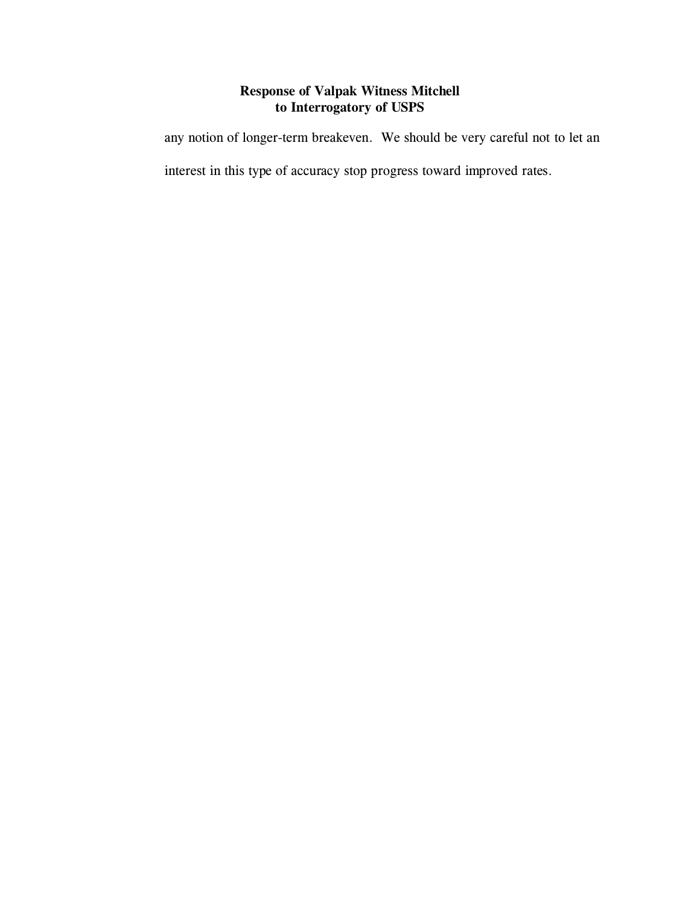any notion of longer-term breakeven. We should be very careful not to let an interest in this type of accuracy stop progress toward improved rates.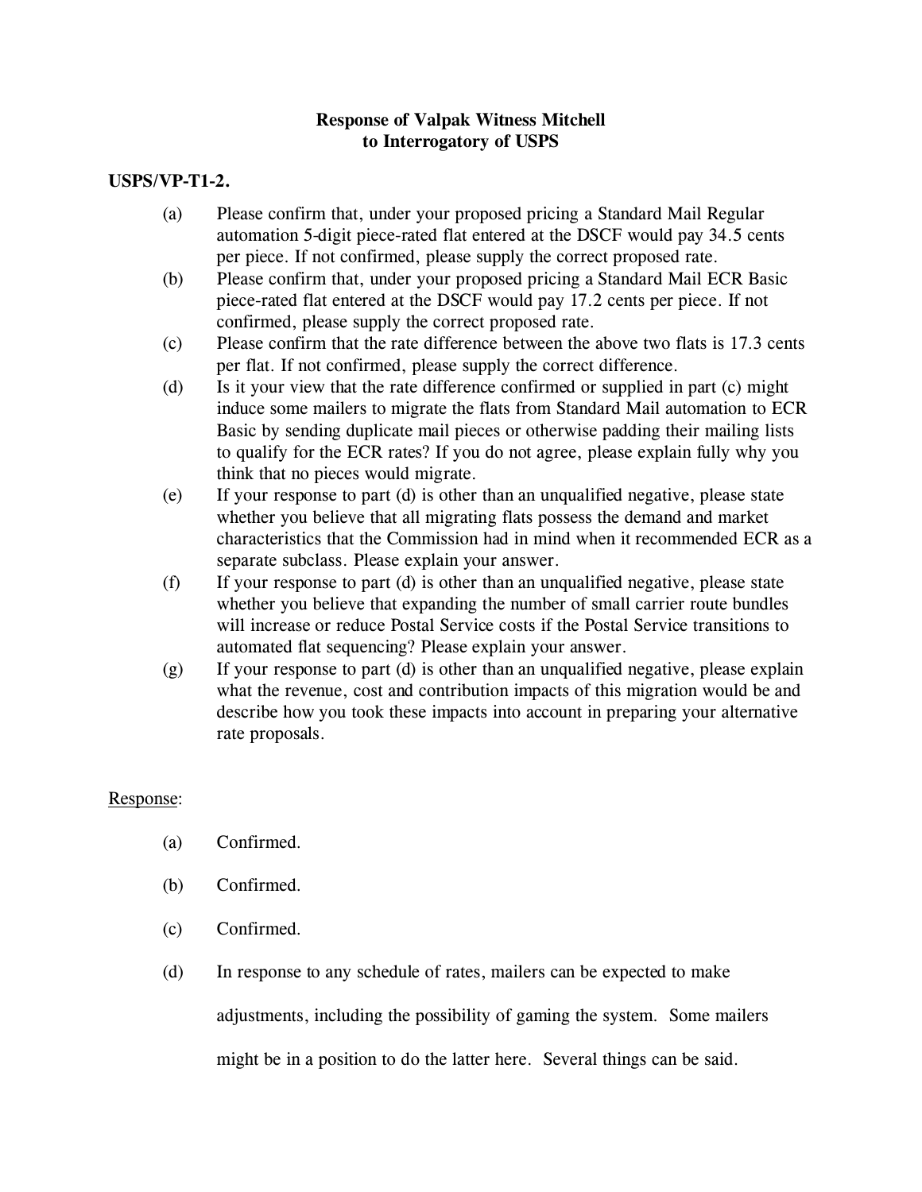**Response of Valpak Witness Mitchell**
**to Interrogatory of USPS**

**USPS/VP-T1-2.**

(a) Please confirm that, under your proposed pricing a Standard Mail Regular automation 5-digit piece-rated flat entered at the DSCF would pay 34.5 cents per piece. If not confirmed, please supply the correct proposed rate.

(b) Please confirm that, under your proposed pricing a Standard Mail ECR Basic piece-rated flat entered at the DSCF would pay 17.2 cents per piece. If not confirmed, please supply the correct proposed rate.

(c) Please confirm that the rate difference between the above two flats is 17.3 cents per flat. If not confirmed, please supply the correct difference.

(d) Is it your view that the rate difference confirmed or supplied in part (c) might induce some mailers to migrate the flats from Standard Mail automation to ECR Basic by sending duplicate mail pieces or otherwise padding their mailing lists to qualify for the ECR rates? If you do not agree, please explain fully why you think that no pieces would migrate.

(e) If your response to part (d) is other than an unqualified negative, please state whether you believe that all migrating flats possess the demand and market characteristics that the Commission had in mind when it recommended ECR as a separate subclass. Please explain your answer.

(f) If your response to part (d) is other than an unqualified negative, please state whether you believe that expanding the number of small carrier route bundles will increase or reduce Postal Service costs if the Postal Service transitions to automated flat sequencing? Please explain your answer.

(g) If your response to part (d) is other than an unqualified negative, please explain what the revenue, cost and contribution impacts of this migration would be and describe how you took these impacts into account in preparing your alternative rate proposals.

Response:

(a) Confirmed.

(b) Confirmed.

(c) Confirmed.

(d) In response to any schedule of rates, mailers can be expected to make adjustments, including the possibility of gaming the system. Some mailers might be in a position to do the latter here. Several things can be said.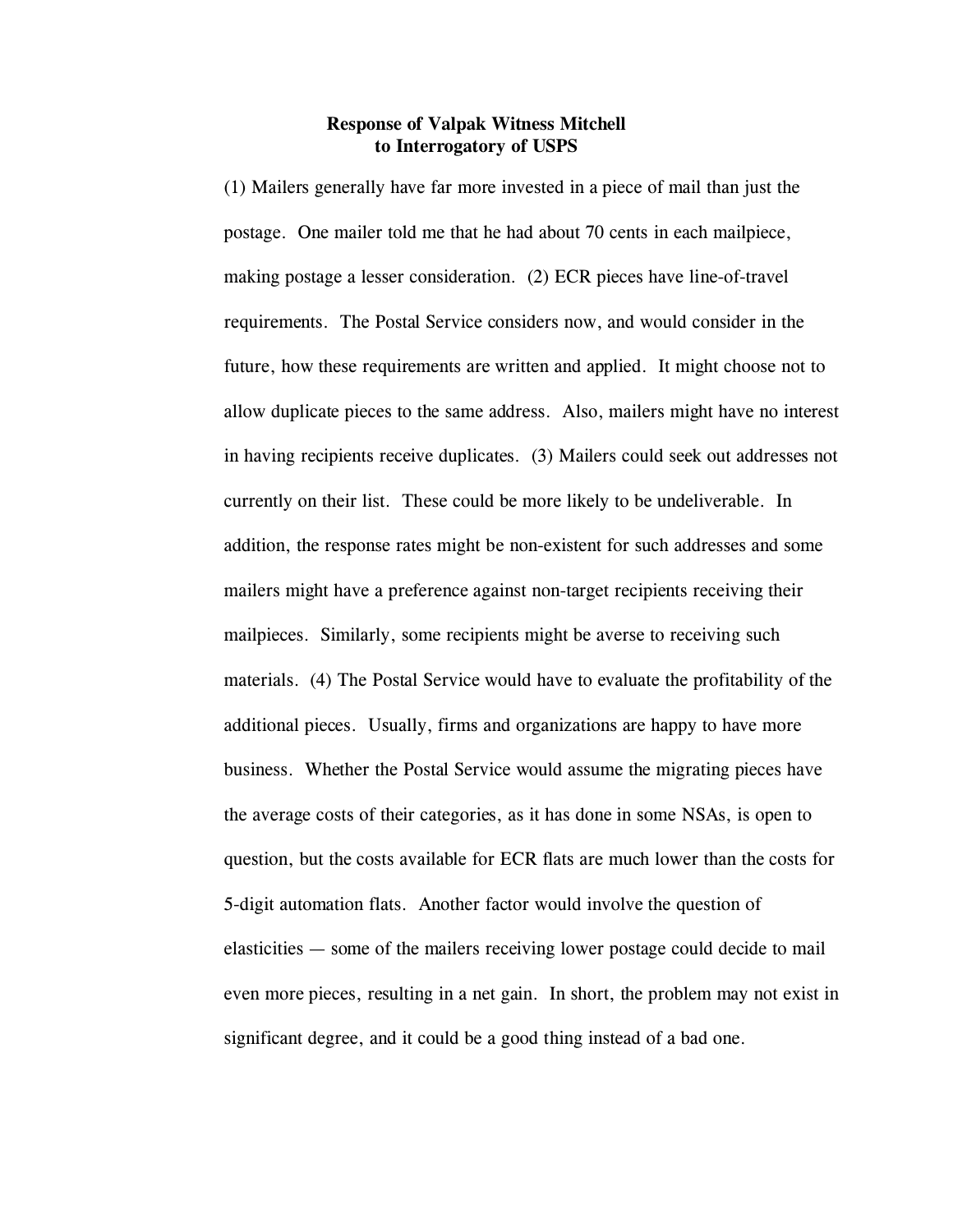**Response of Valpak Witness Mitchell to Interrogatory of USPS**

(1) Mailers generally have far more invested in a piece of mail than just the postage. One mailer told me that he had about 70 cents in each mailpiece, making postage a lesser consideration. (2) ECR pieces have line-of-travel requirements. The Postal Service considers now, and would consider in the future, how these requirements are written and applied. It might choose not to allow duplicate pieces to the same address. Also, mailers might have no interest in having recipients receive duplicates. (3) Mailers could seek out addresses not currently on their list. These could be more likely to be undeliverable. In addition, the response rates might be non-existent for such addresses and some mailers might have a preference against non-target recipients receiving their mailpieces. Similarly, some recipients might be averse to receiving such materials. (4) The Postal Service would have to evaluate the profitability of the additional pieces. Usually, firms and organizations are happy to have more business. Whether the Postal Service would assume the migrating pieces have the average costs of their categories, as it has done in some NSAs, is open to question, but the costs available for ECR flats are much lower than the costs for 5-digit automation flats. Another factor would involve the question of elasticities — some of the mailers receiving lower postage could decide to mail even more pieces, resulting in a net gain. In short, the problem may not exist in significant degree, and it could be a good thing instead of a bad one.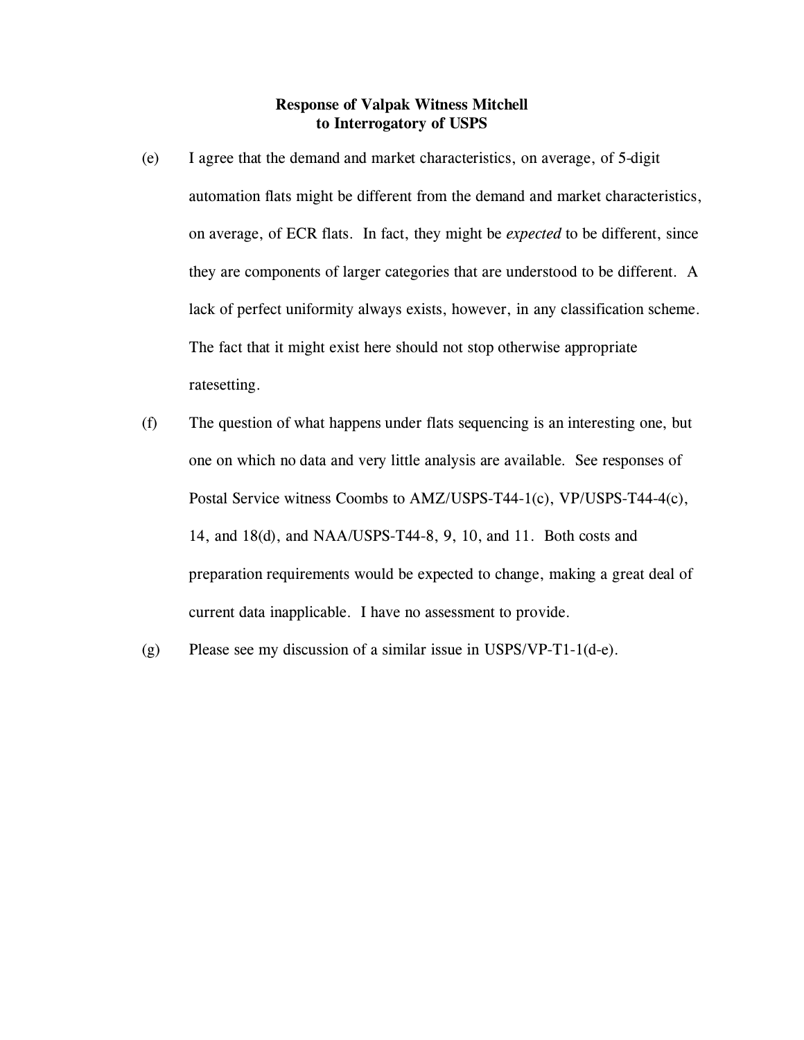**Response of Valpak Witness Mitchell to Interrogatory of USPS**

(e) I agree that the demand and market characteristics, on average, of 5-digit automation flats might be different from the demand and market characteristics, on average, of ECR flats. In fact, they might be *expected* to be different, since they are components of larger categories that are understood to be different. A lack of perfect uniformity always exists, however, in any classification scheme. The fact that it might exist here should not stop otherwise appropriate ratesetting.

(f) The question of what happens under flats sequencing is an interesting one, but one on which no data and very little analysis are available. See responses of Postal Service witness Coombs to AMZ/USPS-T44-1(c), VP/USPS-T44-4(c), 14, and 18(d), and NAA/USPS-T44-8, 9, 10, and 11. Both costs and preparation requirements would be expected to change, making a great deal of current data inapplicable. I have no assessment to provide.

(g) Please see my discussion of a similar issue in USPS/VP-T1-1(d-e).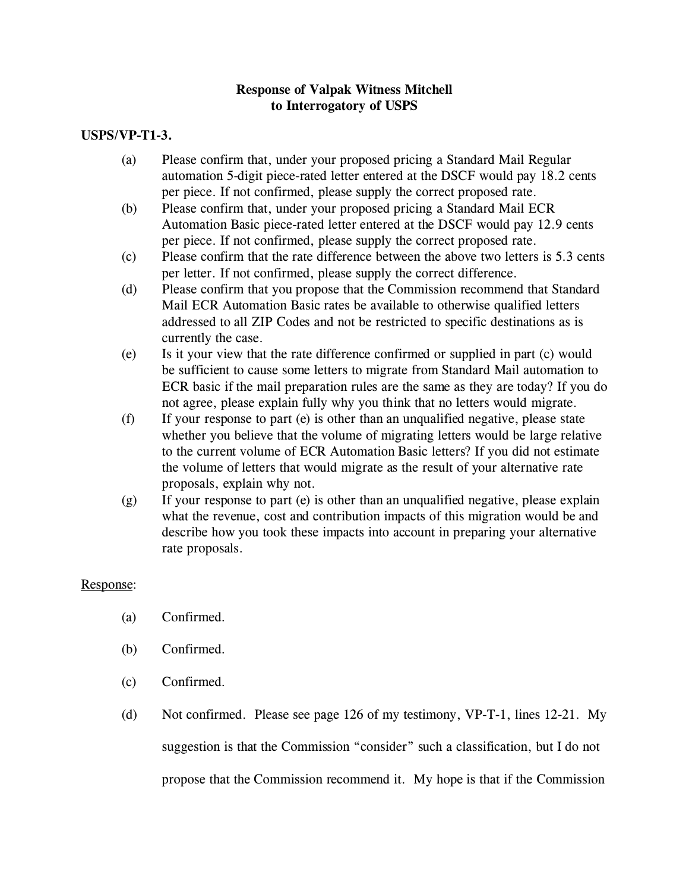**Response of Valpak Witness Mitchell to Interrogatory of USPS**

**USPS/VP-T1-3.**

(a) Please confirm that, under your proposed pricing a Standard Mail Regular automation 5-digit piece-rated letter entered at the DSCF would pay 18.2 cents per piece. If not confirmed, please supply the correct proposed rate.

(b) Please confirm that, under your proposed pricing a Standard Mail ECR Automation Basic piece-rated letter entered at the DSCF would pay 12.9 cents per piece. If not confirmed, please supply the correct proposed rate.

(c) Please confirm that the rate difference between the above two letters is 5.3 cents per letter. If not confirmed, please supply the correct difference.

(d) Please confirm that you propose that the Commission recommend that Standard Mail ECR Automation Basic rates be available to otherwise qualified letters addressed to all ZIP Codes and not be restricted to specific destinations as is currently the case.

(e) Is it your view that the rate difference confirmed or supplied in part (c) would be sufficient to cause some letters to migrate from Standard Mail automation to ECR basic if the mail preparation rules are the same as they are today? If you do not agree, please explain fully why you think that no letters would migrate.

(f) If your response to part (e) is other than an unqualified negative, please state whether you believe that the volume of migrating letters would be large relative to the current volume of ECR Automation Basic letters? If you did not estimate the volume of letters that would migrate as the result of your alternative rate proposals, explain why not.

(g) If your response to part (e) is other than an unqualified negative, please explain what the revenue, cost and contribution impacts of this migration would be and describe how you took these impacts into account in preparing your alternative rate proposals.

Response:

(a) Confirmed.

(b) Confirmed.

(c) Confirmed.

(d) Not confirmed. Please see page 126 of my testimony, VP-T-1, lines 12-21. My suggestion is that the Commission "consider" such a classification, but I do not propose that the Commission recommend it. My hope is that if the Commission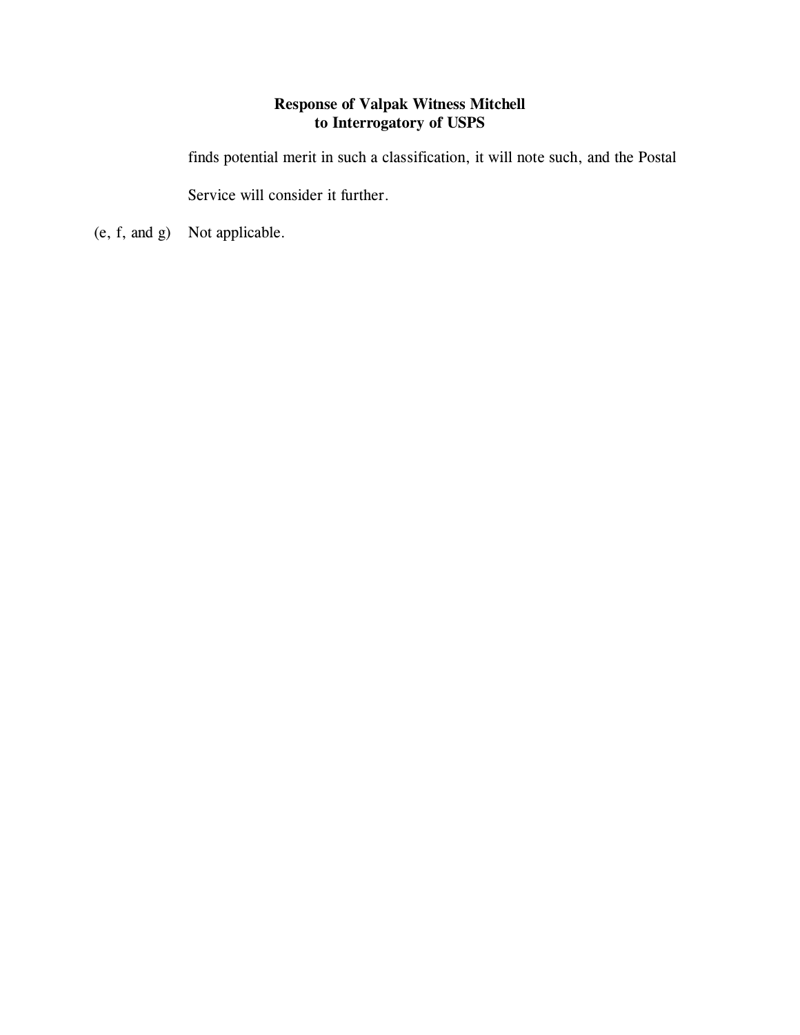**Response of Valpak Witness Mitchell**
**to Interrogatory of USPS**

finds potential merit in such a classification, it will note such, and the Postal Service will consider it further.

(e, f, and g) Not applicable.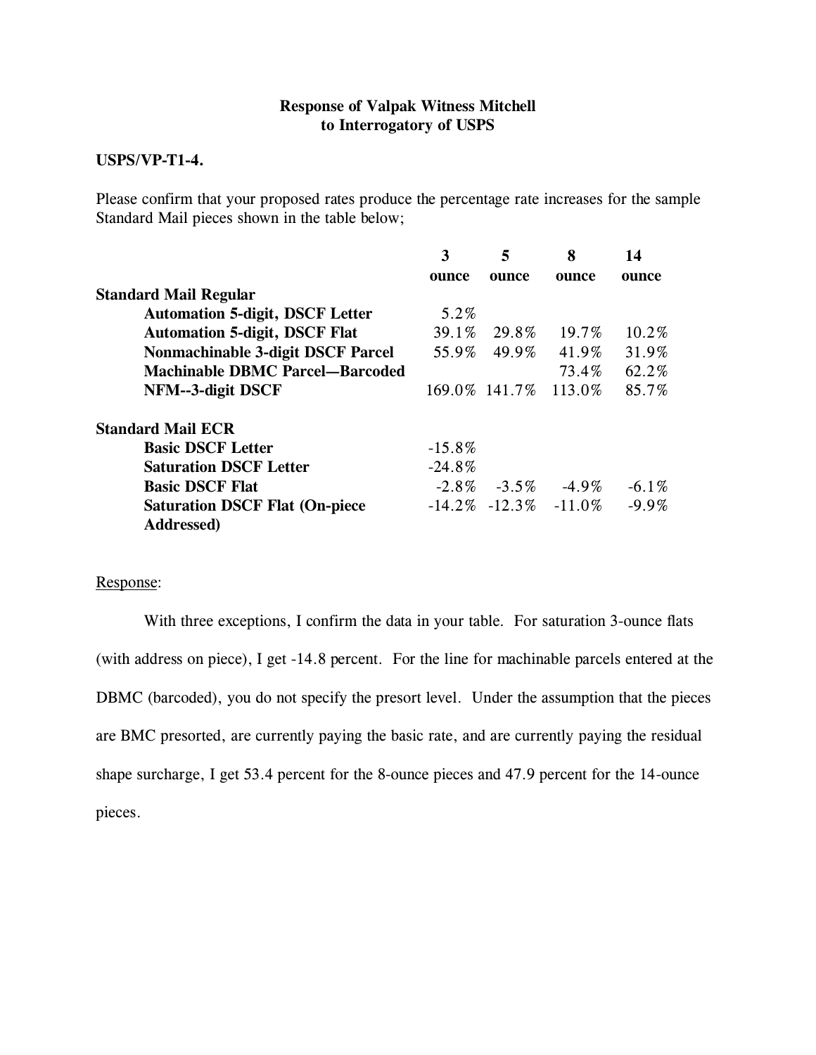**Response of Valpak Witness Mitchell**
**to Interrogatory of USPS**

**USPS/VP-T1-4.**

Please confirm that your proposed rates produce the percentage rate increases for the sample Standard Mail pieces shown in the table below;

| | 3 ounce | 5 ounce | 8 ounce | 14 ounce |
|---|---|---|---|---|
| **Standard Mail Regular** | | | | |
| **Automation 5-digit, DSCF Letter** | 5.2% | | | |
| **Automation 5-digit, DSCF Flat** | 39.1% | 29.8% | 19.7% | 10.2% |
| **Nonmachinable 3-digit DSCF Parcel** | 55.9% | 49.9% | 41.9% | 31.9% |
| **Machinable DBMC Parcel—Barcoded** | | | 73.4% | 62.2% |
| **NFM--3-digit DSCF** | 169.0% | 141.7% | 113.0% | 85.7% |
| **Standard Mail ECR** | | | | |
| **Basic DSCF Letter** | -15.8% | | | |
| **Saturation DSCF Letter** | -24.8% | | | |
| **Basic DSCF Flat** | -2.8% | -3.5% | -4.9% | -6.1% |
| **Saturation DSCF Flat (On-piece Addressed)** | -14.2% | -12.3% | -11.0% | -9.9% |

Response:

With three exceptions, I confirm the data in your table. For saturation 3-ounce flats (with address on piece), I get -14.8 percent. For the line for machinable parcels entered at the DBMC (barcoded), you do not specify the presort level. Under the assumption that the pieces are BMC presorted, are currently paying the basic rate, and are currently paying the residual shape surcharge, I get 53.4 percent for the 8-ounce pieces and 47.9 percent for the 14-ounce pieces.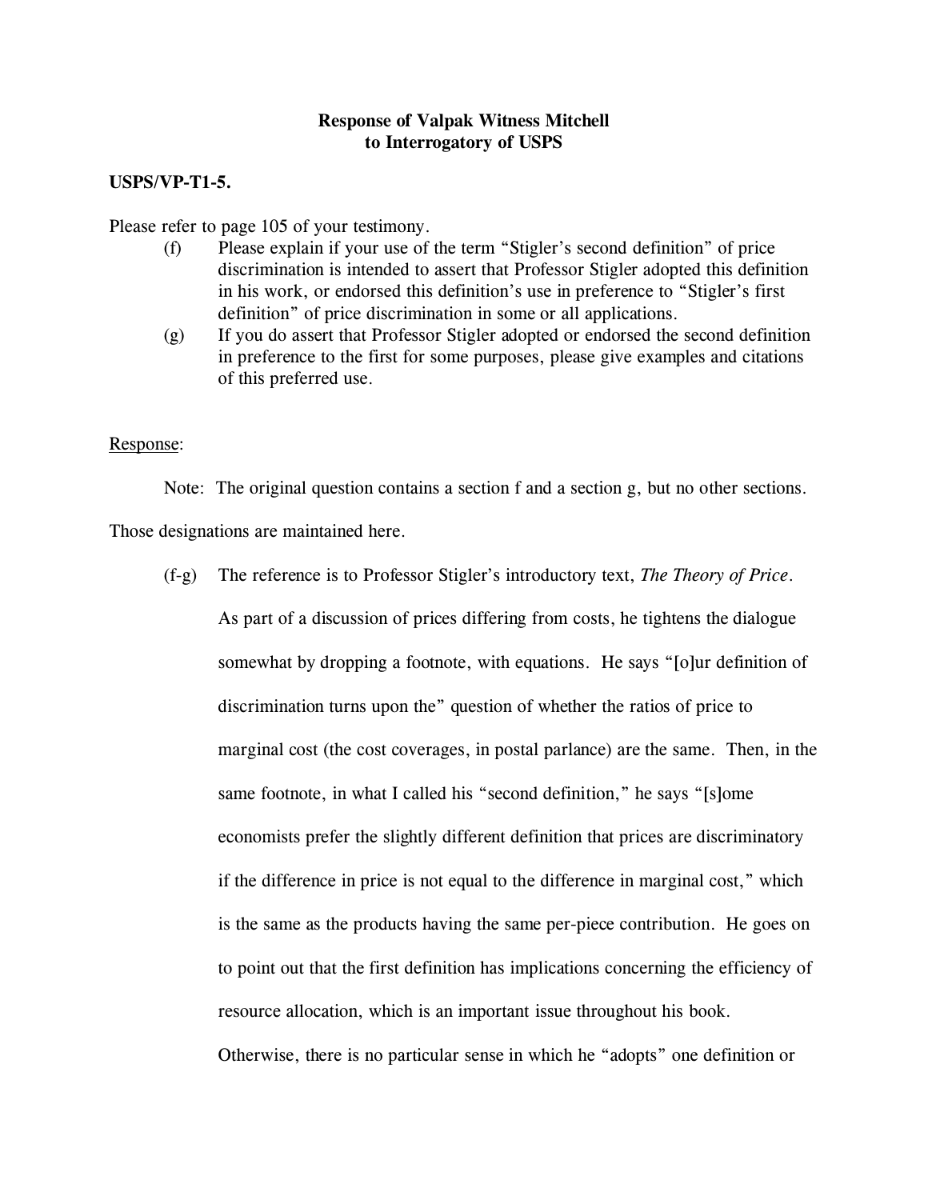**Response of Valpak Witness Mitchell to Interrogatory of USPS**

**USPS/VP-T1-5.**

Please refer to page 105 of your testimony.

(f) Please explain if your use of the term "Stigler's second definition" of price discrimination is intended to assert that Professor Stigler adopted this definition in his work, or endorsed this definition's use in preference to "Stigler's first definition" of price discrimination in some or all applications.

(g) If you do assert that Professor Stigler adopted or endorsed the second definition in preference to the first for some purposes, please give examples and citations of this preferred use.

Response:

Note: The original question contains a section f and a section g, but no other sections. Those designations are maintained here.

(f-g) The reference is to Professor Stigler's introductory text, *The Theory of Price*. As part of a discussion of prices differing from costs, he tightens the dialogue somewhat by dropping a footnote, with equations. He says "[o]ur definition of discrimination turns upon the" question of whether the ratios of price to marginal cost (the cost coverages, in postal parlance) are the same. Then, in the same footnote, in what I called his "second definition," he says "[s]ome economists prefer the slightly different definition that prices are discriminatory if the difference in price is not equal to the difference in marginal cost," which is the same as the products having the same per-piece contribution. He goes on to point out that the first definition has implications concerning the efficiency of resource allocation, which is an important issue throughout his book. Otherwise, there is no particular sense in which he "adopts" one definition or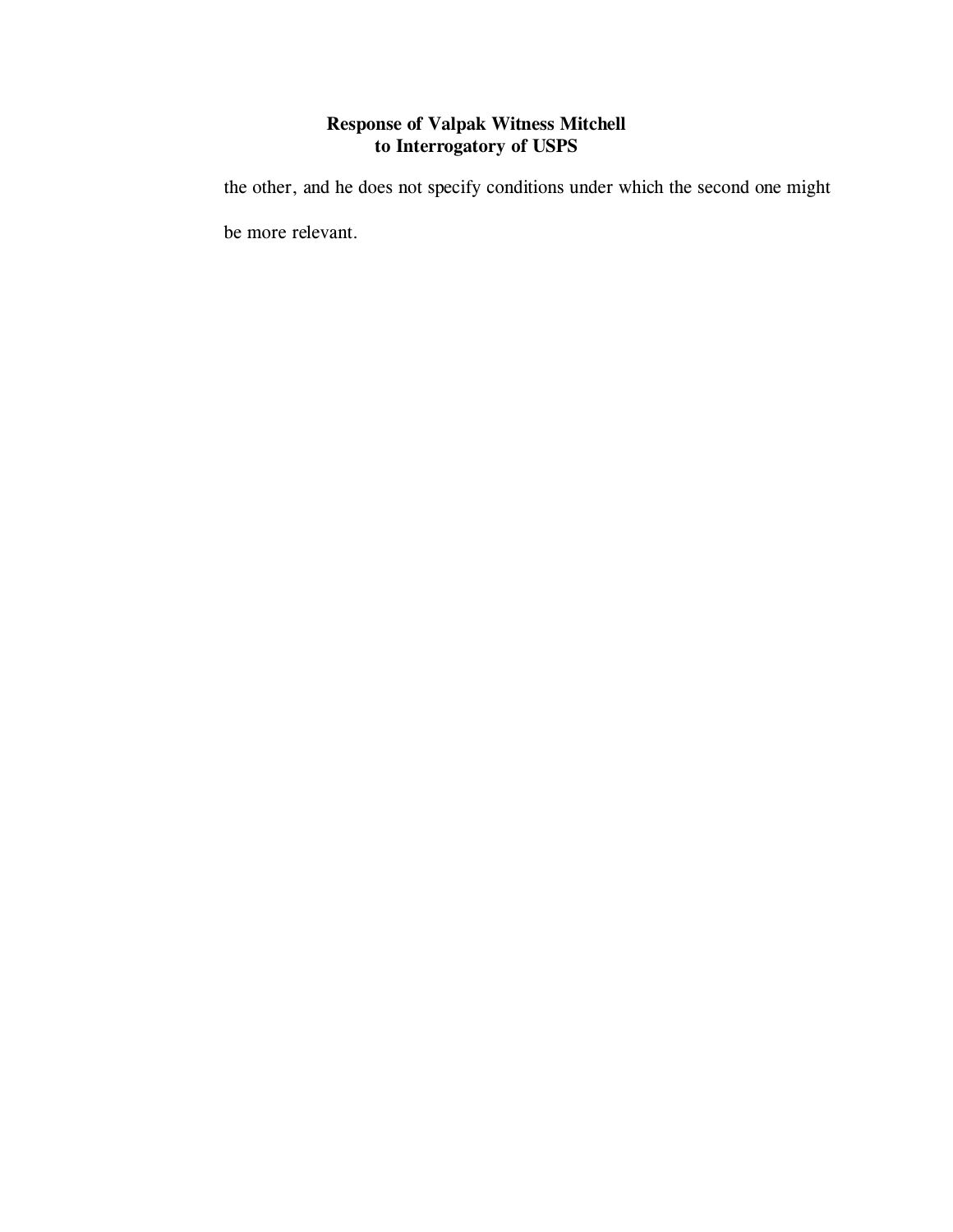the other, and he does not specify conditions under which the second one might be more relevant.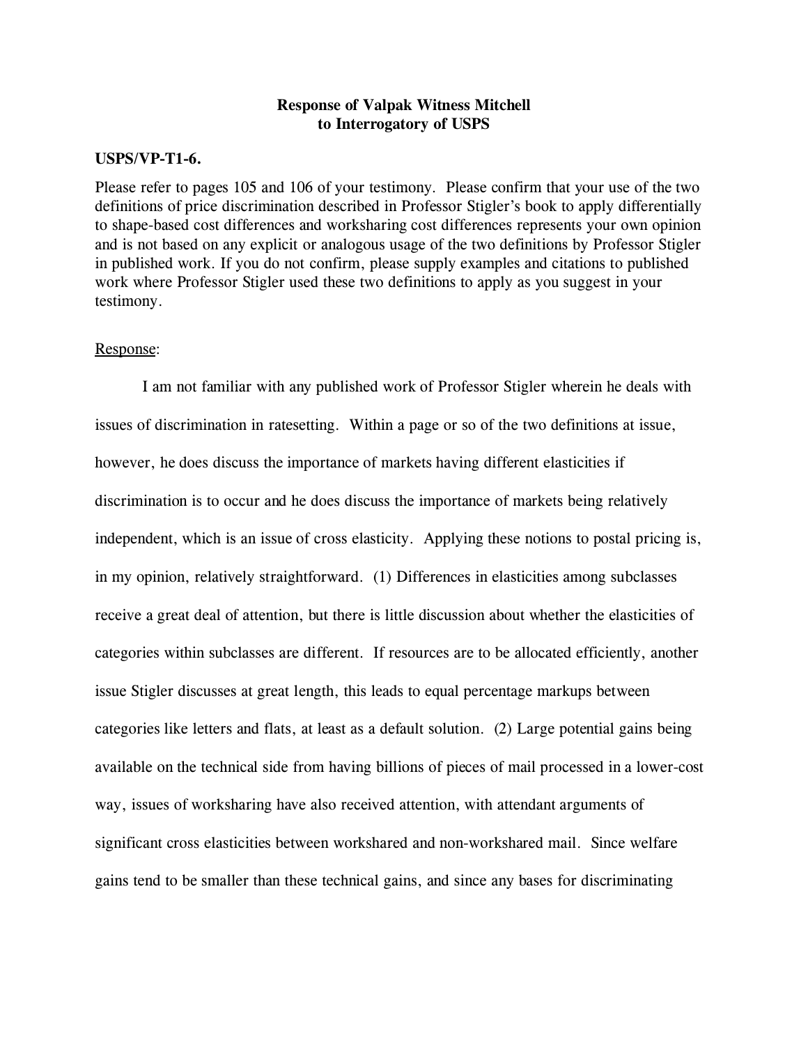**Response of Valpak Witness Mitchell**
**to Interrogatory of USPS**

**USPS/VP-T1-6.**

Please refer to pages 105 and 106 of your testimony. Please confirm that your use of the two definitions of price discrimination described in Professor Stigler's book to apply differentially to shape-based cost differences and worksharing cost differences represents your own opinion and is not based on any explicit or analogous usage of the two definitions by Professor Stigler in published work. If you do not confirm, please supply examples and citations to published work where Professor Stigler used these two definitions to apply as you suggest in your testimony.

Response:

I am not familiar with any published work of Professor Stigler wherein he deals with issues of discrimination in ratesetting. Within a page or so of the two definitions at issue, however, he does discuss the importance of markets having different elasticities if discrimination is to occur and he does discuss the importance of markets being relatively independent, which is an issue of cross elasticity. Applying these notions to postal pricing is, in my opinion, relatively straightforward. (1) Differences in elasticities among subclasses receive a great deal of attention, but there is little discussion about whether the elasticities of categories within subclasses are different. If resources are to be allocated efficiently, another issue Stigler discusses at great length, this leads to equal percentage markups between categories like letters and flats, at least as a default solution. (2) Large potential gains being available on the technical side from having billions of pieces of mail processed in a lower-cost way, issues of worksharing have also received attention, with attendant arguments of significant cross elasticities between workshared and non-workshared mail. Since welfare gains tend to be smaller than these technical gains, and since any bases for discriminating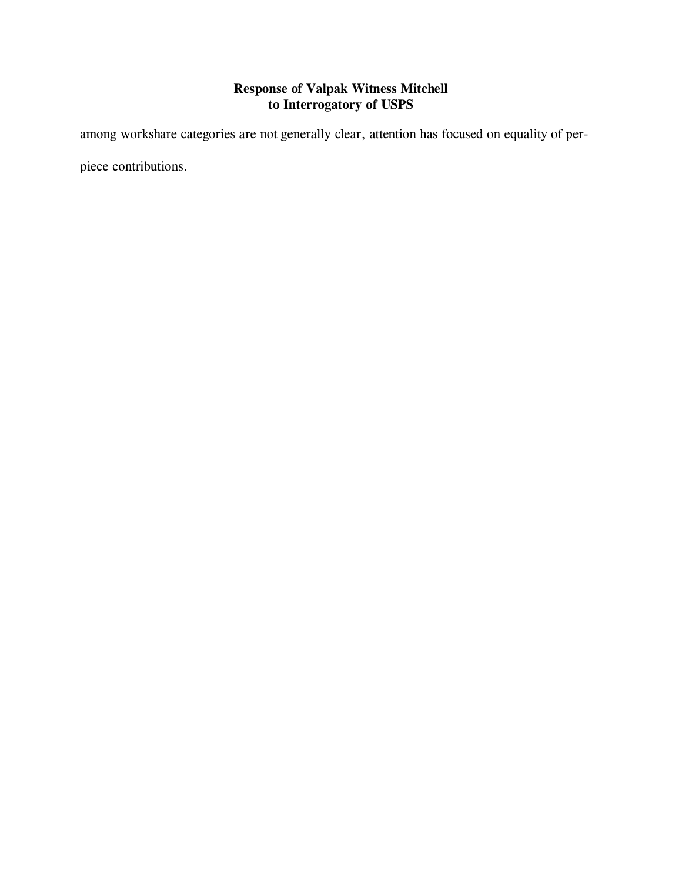among workshare categories are not generally clear, attention has focused on equality of per-piece contributions.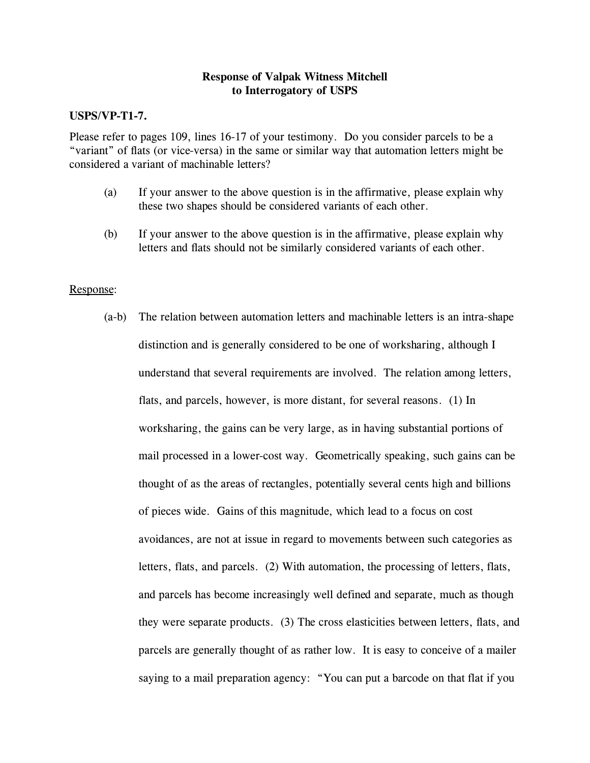**Response of Valpak Witness Mitchell to Interrogatory of USPS**

**USPS/VP-T1-7.**

Please refer to pages 109, lines 16-17 of your testimony. Do you consider parcels to be a "variant" of flats (or vice-versa) in the same or similar way that automation letters might be considered a variant of machinable letters?

(a) If your answer to the above question is in the affirmative, please explain why these two shapes should be considered variants of each other.

(b) If your answer to the above question is in the affirmative, please explain why letters and flats should not be similarly considered variants of each other.

Response:

(a-b) The relation between automation letters and machinable letters is an intra-shape distinction and is generally considered to be one of worksharing, although I understand that several requirements are involved. The relation among letters, flats, and parcels, however, is more distant, for several reasons. (1) In worksharing, the gains can be very large, as in having substantial portions of mail processed in a lower-cost way. Geometrically speaking, such gains can be thought of as the areas of rectangles, potentially several cents high and billions of pieces wide. Gains of this magnitude, which lead to a focus on cost avoidances, are not at issue in regard to movements between such categories as letters, flats, and parcels. (2) With automation, the processing of letters, flats, and parcels has become increasingly well defined and separate, much as though they were separate products. (3) The cross elasticities between letters, flats, and parcels are generally thought of as rather low. It is easy to conceive of a mailer saying to a mail preparation agency: "You can put a barcode on that flat if you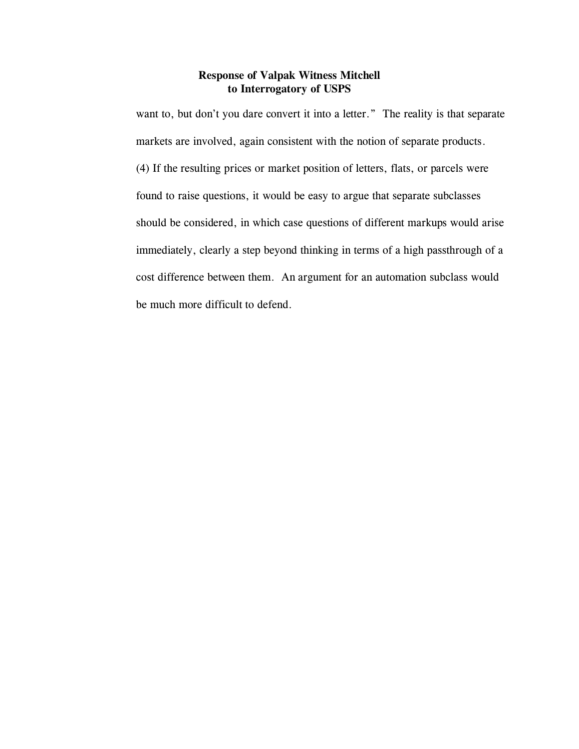want to, but don't you dare convert it into a letter." The reality is that separate markets are involved, again consistent with the notion of separate products.

(4) If the resulting prices or market position of letters, flats, or parcels were found to raise questions, it would be easy to argue that separate subclasses should be considered, in which case questions of different markups would arise immediately, clearly a step beyond thinking in terms of a high passthrough of a cost difference between them. An argument for an automation subclass would be much more difficult to defend.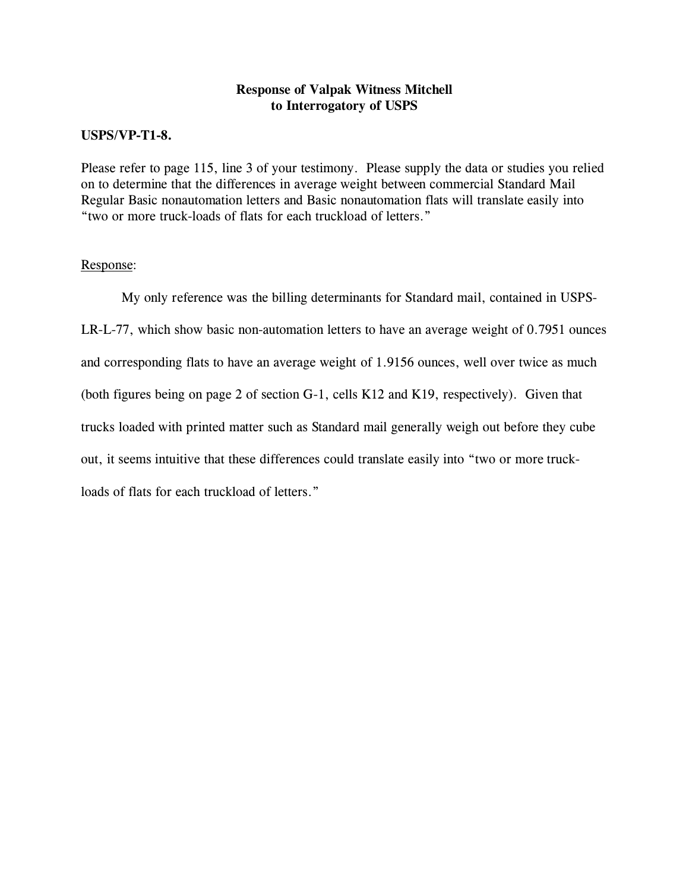**Response of Valpak Witness Mitchell to Interrogatory of USPS**

**USPS/VP-T1-8.**

Please refer to page 115, line 3 of your testimony. Please supply the data or studies you relied on to determine that the differences in average weight between commercial Standard Mail Regular Basic nonautomation letters and Basic nonautomation flats will translate easily into "two or more truck-loads of flats for each truckload of letters."

Response:

My only reference was the billing determinants for Standard mail, contained in USPS-LR-L-77, which show basic non-automation letters to have an average weight of 0.7951 ounces and corresponding flats to have an average weight of 1.9156 ounces, well over twice as much (both figures being on page 2 of section G-1, cells K12 and K19, respectively). Given that trucks loaded with printed matter such as Standard mail generally weigh out before they cube out, it seems intuitive that these differences could translate easily into "two or more truck-loads of flats for each truckload of letters."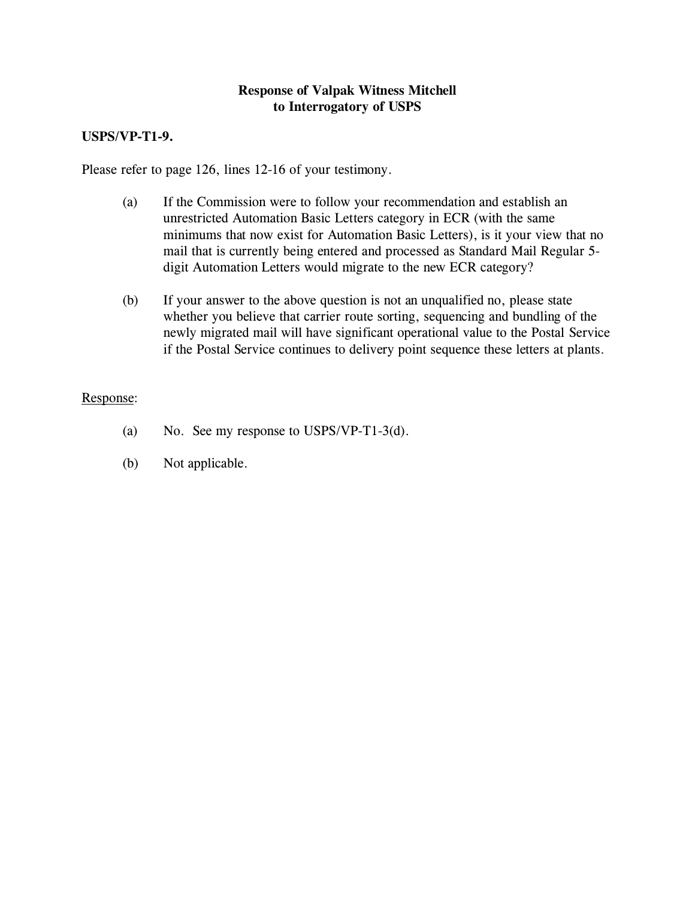**Response of Valpak Witness Mitchell**
**to Interrogatory of USPS**

**USPS/VP-T1-9.**

Please refer to page 126, lines 12-16 of your testimony.

(a) If the Commission were to follow your recommendation and establish an unrestricted Automation Basic Letters category in ECR (with the same minimums that now exist for Automation Basic Letters), is it your view that no mail that is currently being entered and processed as Standard Mail Regular 5-digit Automation Letters would migrate to the new ECR category?

(b) If your answer to the above question is not an unqualified no, please state whether you believe that carrier route sorting, sequencing and bundling of the newly migrated mail will have significant operational value to the Postal Service if the Postal Service continues to delivery point sequence these letters at plants.

<u>Response</u>:

(a) No. See my response to USPS/VP-T1-3(d).

(b) Not applicable.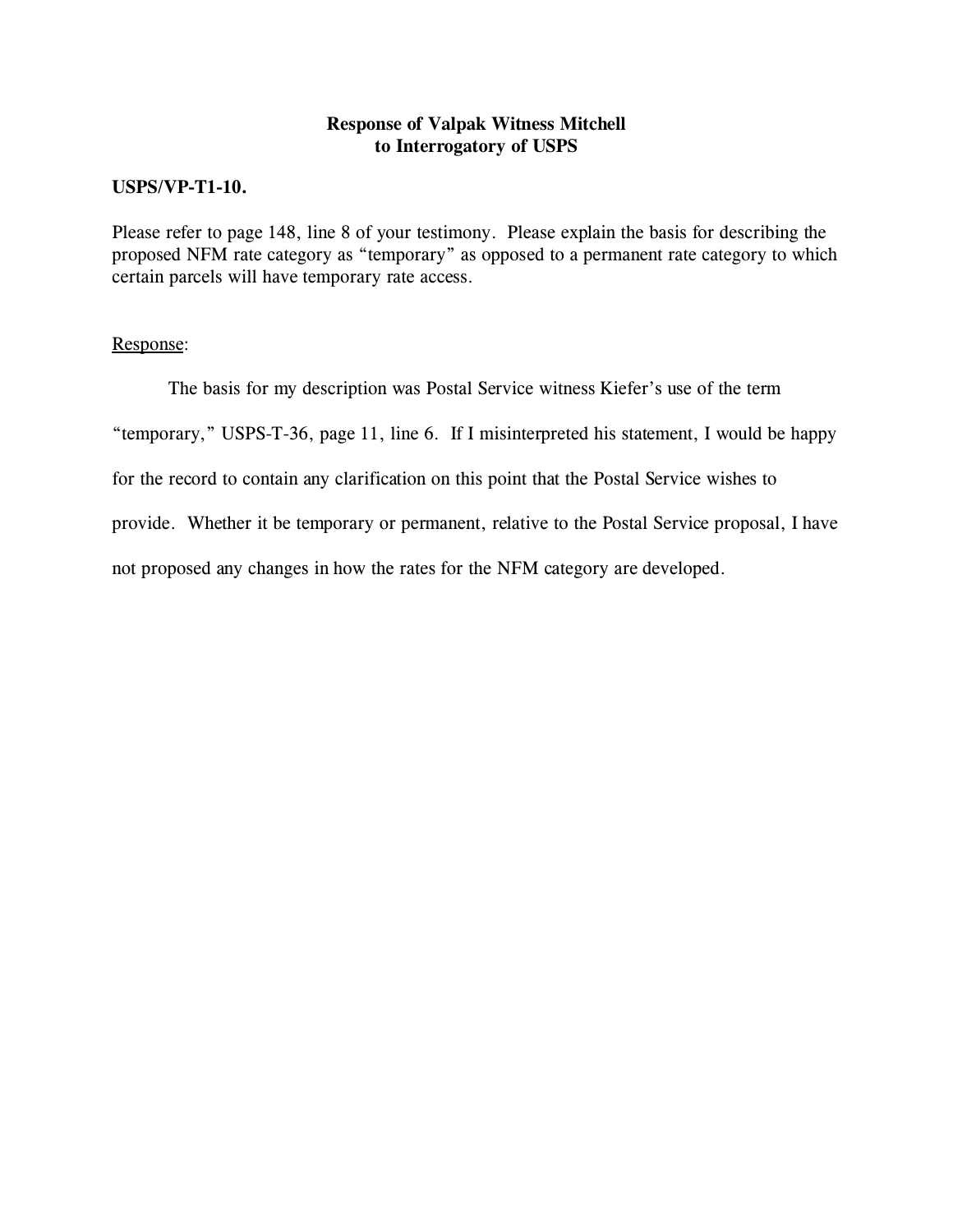**Response of Valpak Witness Mitchell**
**to Interrogatory of USPS**

**USPS/VP-T1-10.**

Please refer to page 148, line 8 of your testimony. Please explain the basis for describing the proposed NFM rate category as "temporary" as opposed to a permanent rate category to which certain parcels will have temporary rate access.

<u>Response</u>:

The basis for my description was Postal Service witness Kiefer's use of the term "temporary," USPS-T-36, page 11, line 6. If I misinterpreted his statement, I would be happy for the record to contain any clarification on this point that the Postal Service wishes to provide. Whether it be temporary or permanent, relative to the Postal Service proposal, I have not proposed any changes in how the rates for the NFM category are developed.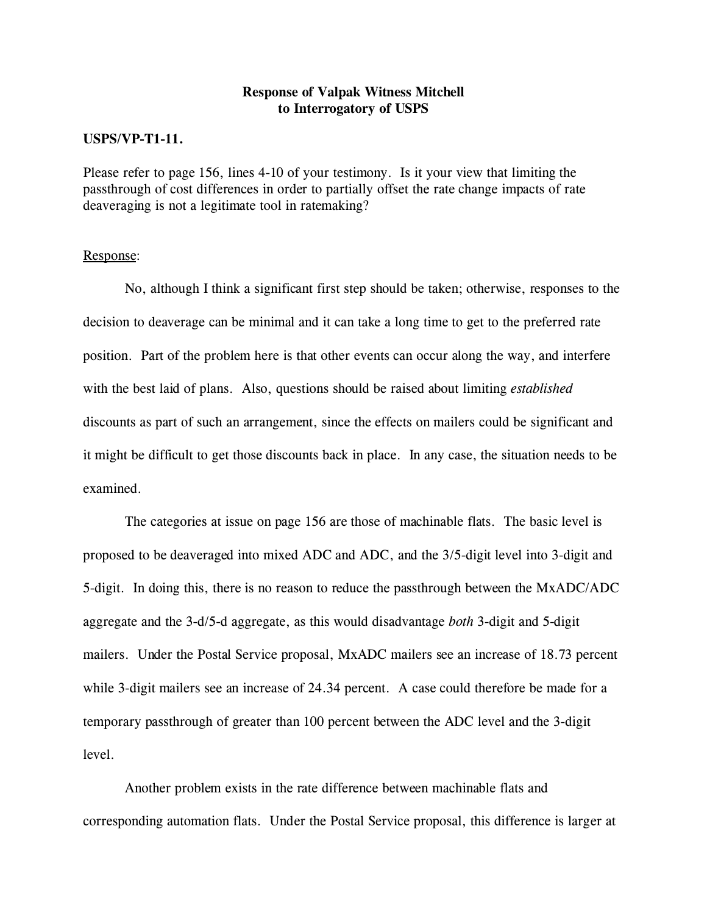**Response of Valpak Witness Mitchell**
**to Interrogatory of USPS**

**USPS/VP-T1-11.**

Please refer to page 156, lines 4-10 of your testimony. Is it your view that limiting the passthrough of cost differences in order to partially offset the rate change impacts of rate deaveraging is not a legitimate tool in ratemaking?

Response:

No, although I think a significant first step should be taken; otherwise, responses to the decision to deaverage can be minimal and it can take a long time to get to the preferred rate position. Part of the problem here is that other events can occur along the way, and interfere with the best laid of plans. Also, questions should be raised about limiting *established* discounts as part of such an arrangement, since the effects on mailers could be significant and it might be difficult to get those discounts back in place. In any case, the situation needs to be examined.

The categories at issue on page 156 are those of machinable flats. The basic level is proposed to be deaveraged into mixed ADC and ADC, and the 3/5-digit level into 3-digit and 5-digit. In doing this, there is no reason to reduce the passthrough between the MxADC/ADC aggregate and the 3-d/5-d aggregate, as this would disadvantage *both* 3-digit and 5-digit mailers. Under the Postal Service proposal, MxADC mailers see an increase of 18.73 percent while 3-digit mailers see an increase of 24.34 percent. A case could therefore be made for a temporary passthrough of greater than 100 percent between the ADC level and the 3-digit level.

Another problem exists in the rate difference between machinable flats and corresponding automation flats. Under the Postal Service proposal, this difference is larger at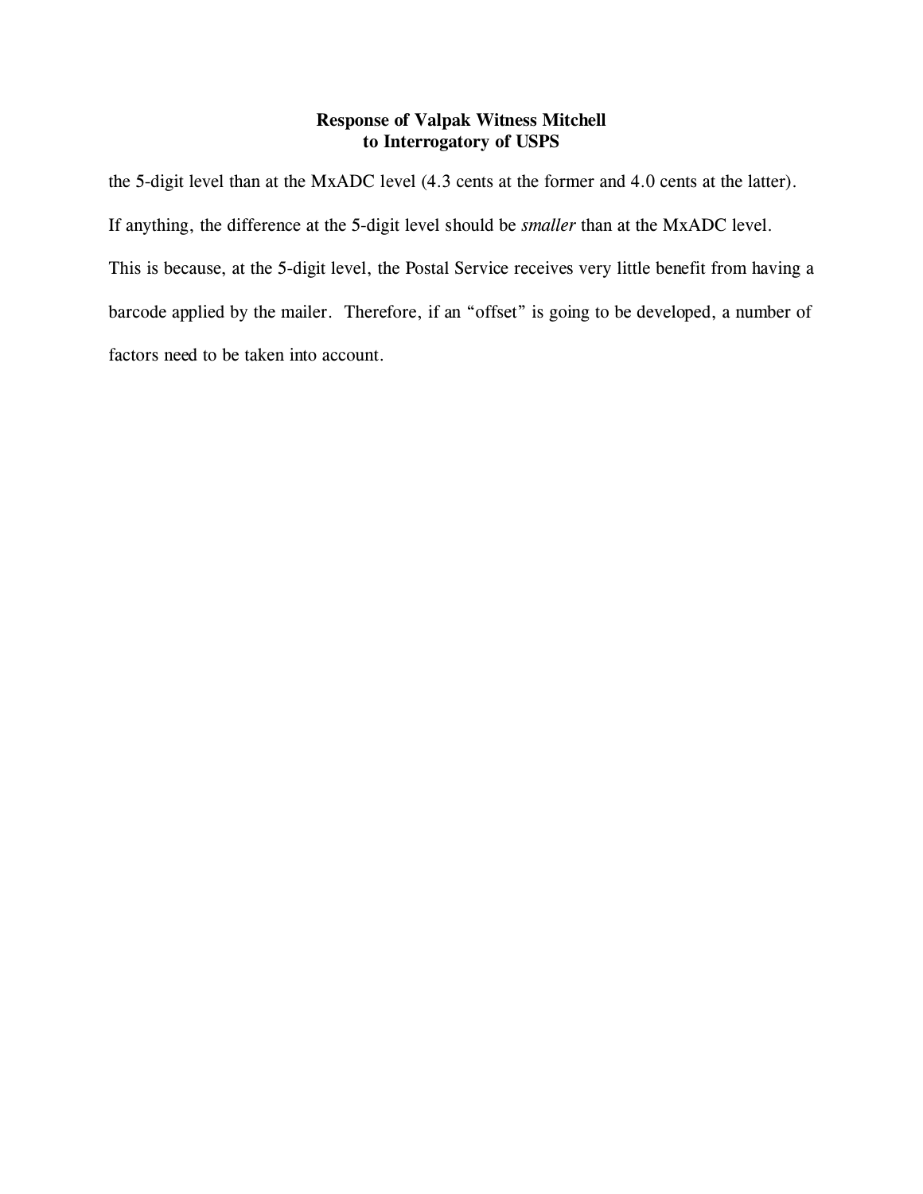the 5-digit level than at the MxADC level (4.3 cents at the former and 4.0 cents at the latter). If anything, the difference at the 5-digit level should be *smaller* than at the MxADC level. This is because, at the 5-digit level, the Postal Service receives very little benefit from having a barcode applied by the mailer. Therefore, if an "offset" is going to be developed, a number of factors need to be taken into account.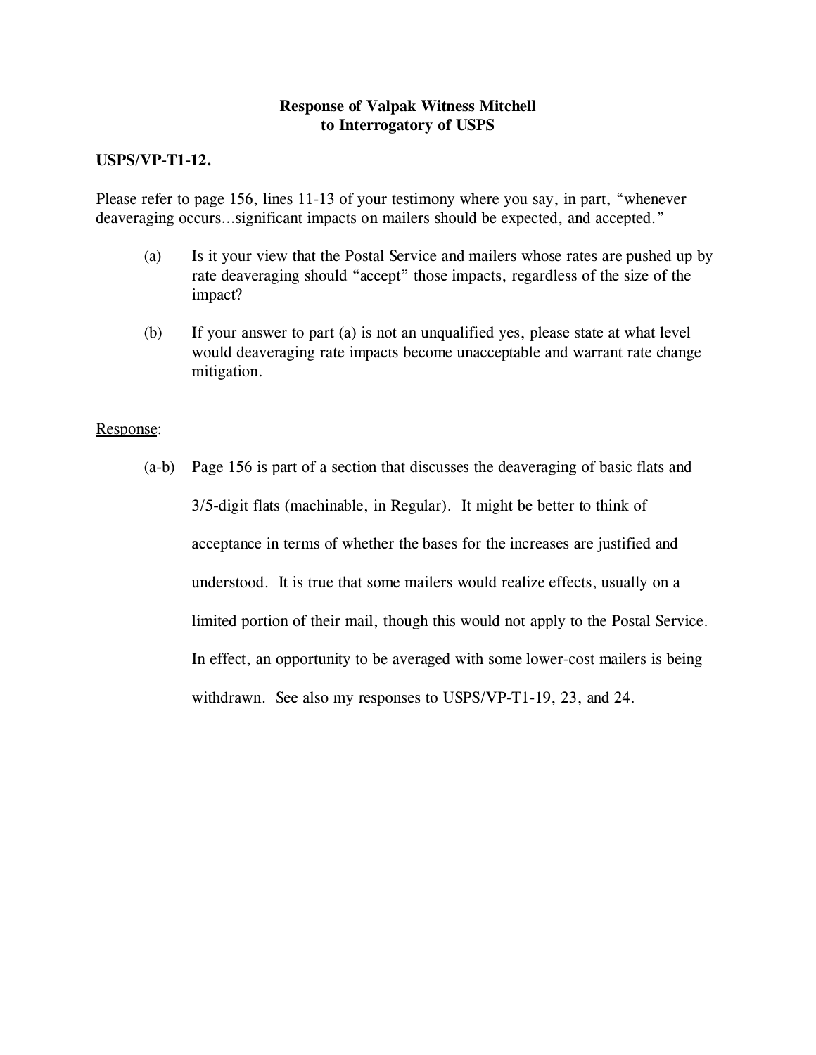**Response of Valpak Witness Mitchell**
**to Interrogatory of USPS**

**USPS/VP-T1-12.**

Please refer to page 156, lines 11-13 of your testimony where you say, in part, "whenever deaveraging occurs...significant impacts on mailers should be expected, and accepted."

(a) Is it your view that the Postal Service and mailers whose rates are pushed up by rate deaveraging should "accept" those impacts, regardless of the size of the impact?

(b) If your answer to part (a) is not an unqualified yes, please state at what level would deaveraging rate impacts become unacceptable and warrant rate change mitigation.

Response:

(a-b) Page 156 is part of a section that discusses the deaveraging of basic flats and 3/5-digit flats (machinable, in Regular). It might be better to think of acceptance in terms of whether the bases for the increases are justified and understood. It is true that some mailers would realize effects, usually on a limited portion of their mail, though this would not apply to the Postal Service. In effect, an opportunity to be averaged with some lower-cost mailers is being withdrawn. See also my responses to USPS/VP-T1-19, 23, and 24.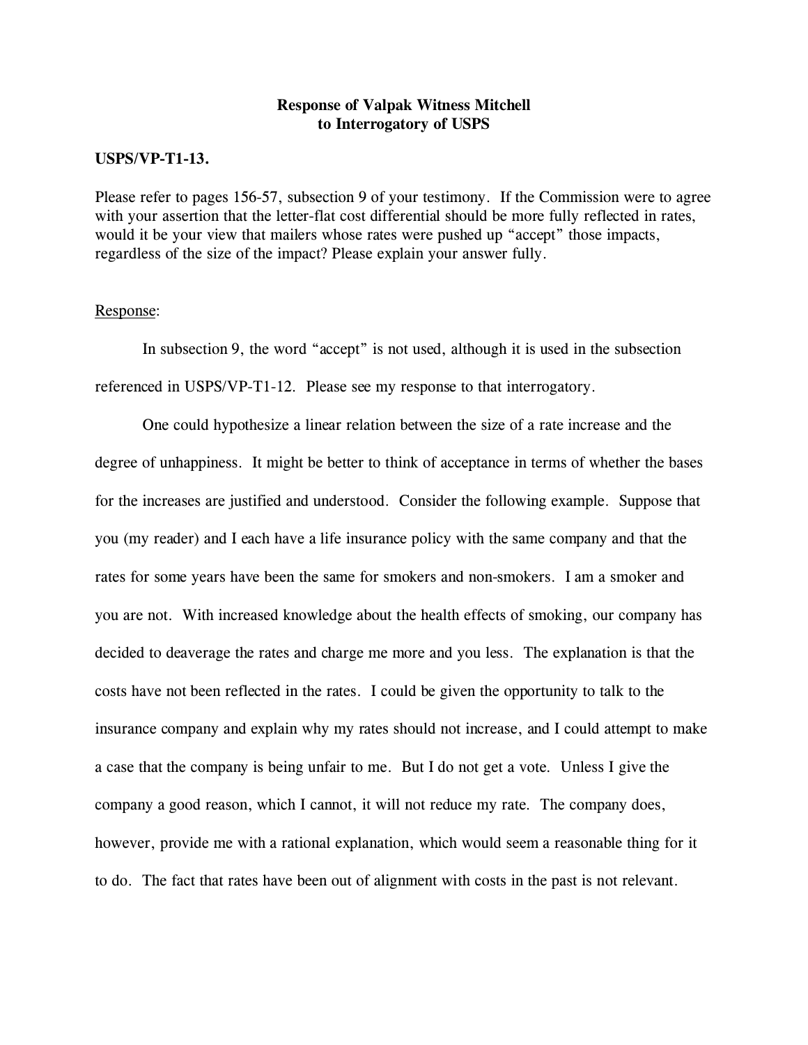**Response of Valpak Witness Mitchell**
**to Interrogatory of USPS**

**USPS/VP-T1-13.**

Please refer to pages 156-57, subsection 9 of your testimony. If the Commission were to agree with your assertion that the letter-flat cost differential should be more fully reflected in rates, would it be your view that mailers whose rates were pushed up "accept" those impacts, regardless of the size of the impact? Please explain your answer fully.

Response:

In subsection 9, the word "accept" is not used, although it is used in the subsection referenced in USPS/VP-T1-12. Please see my response to that interrogatory.

One could hypothesize a linear relation between the size of a rate increase and the degree of unhappiness. It might be better to think of acceptance in terms of whether the bases for the increases are justified and understood. Consider the following example. Suppose that you (my reader) and I each have a life insurance policy with the same company and that the rates for some years have been the same for smokers and non-smokers. I am a smoker and you are not. With increased knowledge about the health effects of smoking, our company has decided to deaverage the rates and charge me more and you less. The explanation is that the costs have not been reflected in the rates. I could be given the opportunity to talk to the insurance company and explain why my rates should not increase, and I could attempt to make a case that the company is being unfair to me. But I do not get a vote. Unless I give the company a good reason, which I cannot, it will not reduce my rate. The company does, however, provide me with a rational explanation, which would seem a reasonable thing for it to do. The fact that rates have been out of alignment with costs in the past is not relevant.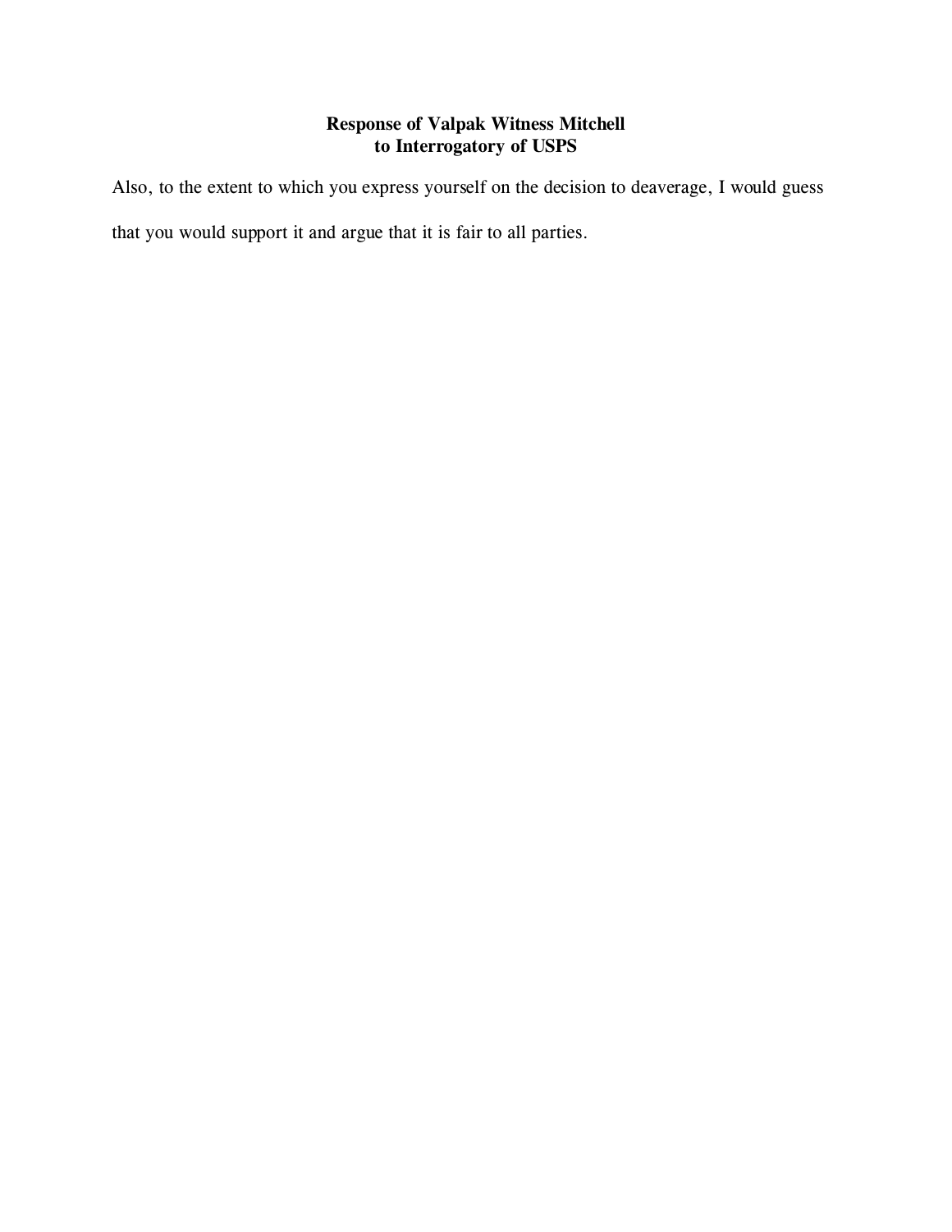**Response of Valpak Witness Mitchell**
**to Interrogatory of USPS**

Also, to the extent to which you express yourself on the decision to deaverage, I would guess that you would support it and argue that it is fair to all parties.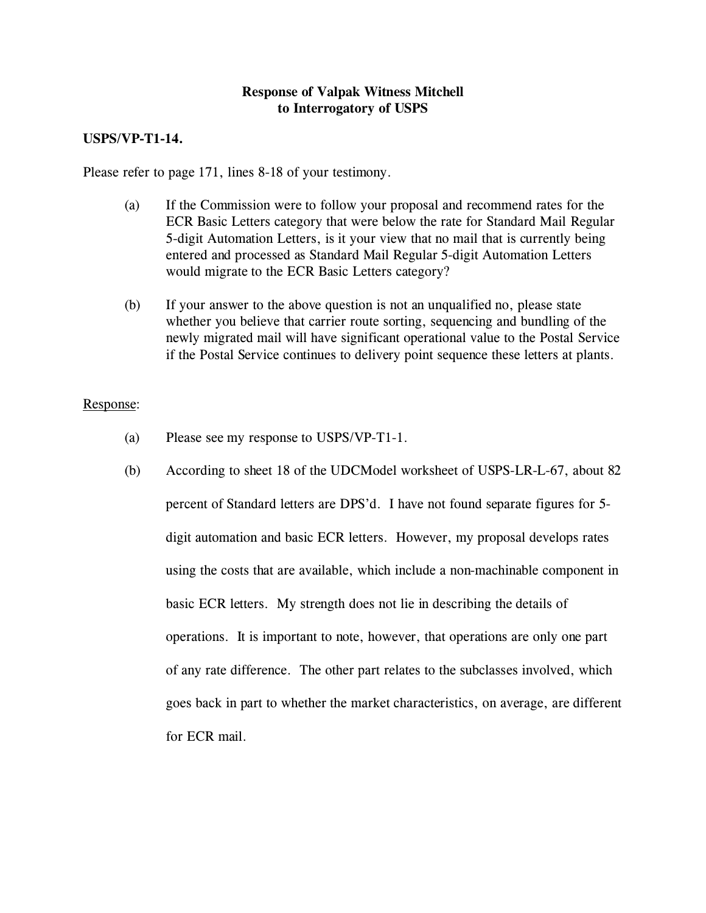**Response of Valpak Witness Mitchell**
**to Interrogatory of USPS**

**USPS/VP-T1-14.**

Please refer to page 171, lines 8-18 of your testimony.

(a) If the Commission were to follow your proposal and recommend rates for the ECR Basic Letters category that were below the rate for Standard Mail Regular 5-digit Automation Letters, is it your view that no mail that is currently being entered and processed as Standard Mail Regular 5-digit Automation Letters would migrate to the ECR Basic Letters category?

(b) If your answer to the above question is not an unqualified no, please state whether you believe that carrier route sorting, sequencing and bundling of the newly migrated mail will have significant operational value to the Postal Service if the Postal Service continues to delivery point sequence these letters at plants.

Response:

(a) Please see my response to USPS/VP-T1-1.

(b) According to sheet 18 of the UDCModel worksheet of USPS-LR-L-67, about 82 percent of Standard letters are DPS'd. I have not found separate figures for 5-digit automation and basic ECR letters. However, my proposal develops rates using the costs that are available, which include a non-machinable component in basic ECR letters. My strength does not lie in describing the details of operations. It is important to note, however, that operations are only one part of any rate difference. The other part relates to the subclasses involved, which goes back in part to whether the market characteristics, on average, are different for ECR mail.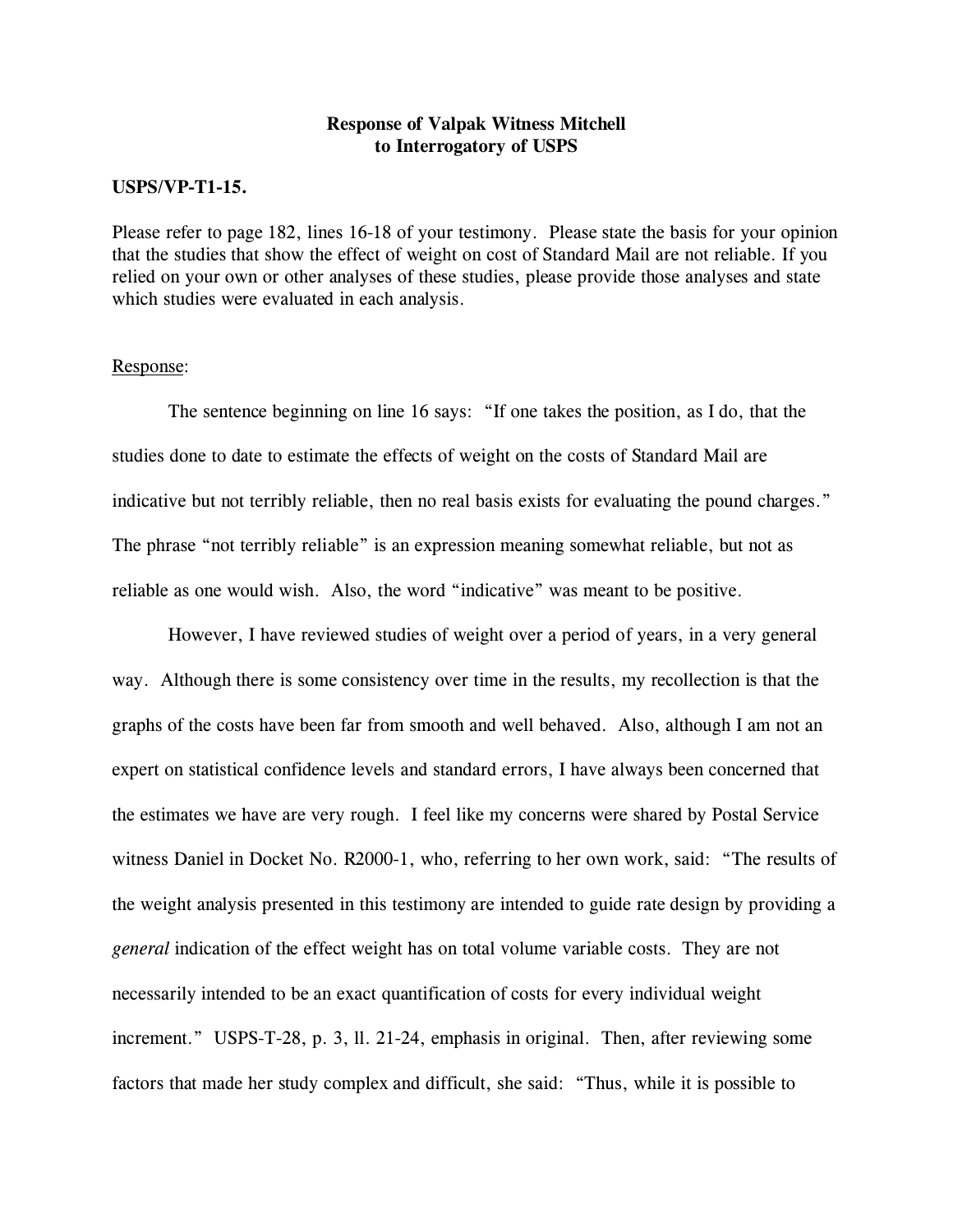**Response of Valpak Witness Mitchell to Interrogatory of USPS**

**USPS/VP-T1-15.**

Please refer to page 182, lines 16-18 of your testimony. Please state the basis for your opinion that the studies that show the effect of weight on cost of Standard Mail are not reliable. If you relied on your own or other analyses of these studies, please provide those analyses and state which studies were evaluated in each analysis.

Response:

The sentence beginning on line 16 says: "If one takes the position, as I do, that the studies done to date to estimate the effects of weight on the costs of Standard Mail are indicative but not terribly reliable, then no real basis exists for evaluating the pound charges." The phrase "not terribly reliable" is an expression meaning somewhat reliable, but not as reliable as one would wish. Also, the word "indicative" was meant to be positive.

However, I have reviewed studies of weight over a period of years, in a very general way. Although there is some consistency over time in the results, my recollection is that the graphs of the costs have been far from smooth and well behaved. Also, although I am not an expert on statistical confidence levels and standard errors, I have always been concerned that the estimates we have are very rough. I feel like my concerns were shared by Postal Service witness Daniel in Docket No. R2000-1, who, referring to her own work, said: "The results of the weight analysis presented in this testimony are intended to guide rate design by providing a *general* indication of the effect weight has on total volume variable costs. They are not necessarily intended to be an exact quantification of costs for every individual weight increment." USPS-T-28, p. 3, ll. 21-24, emphasis in original. Then, after reviewing some factors that made her study complex and difficult, she said: "Thus, while it is possible to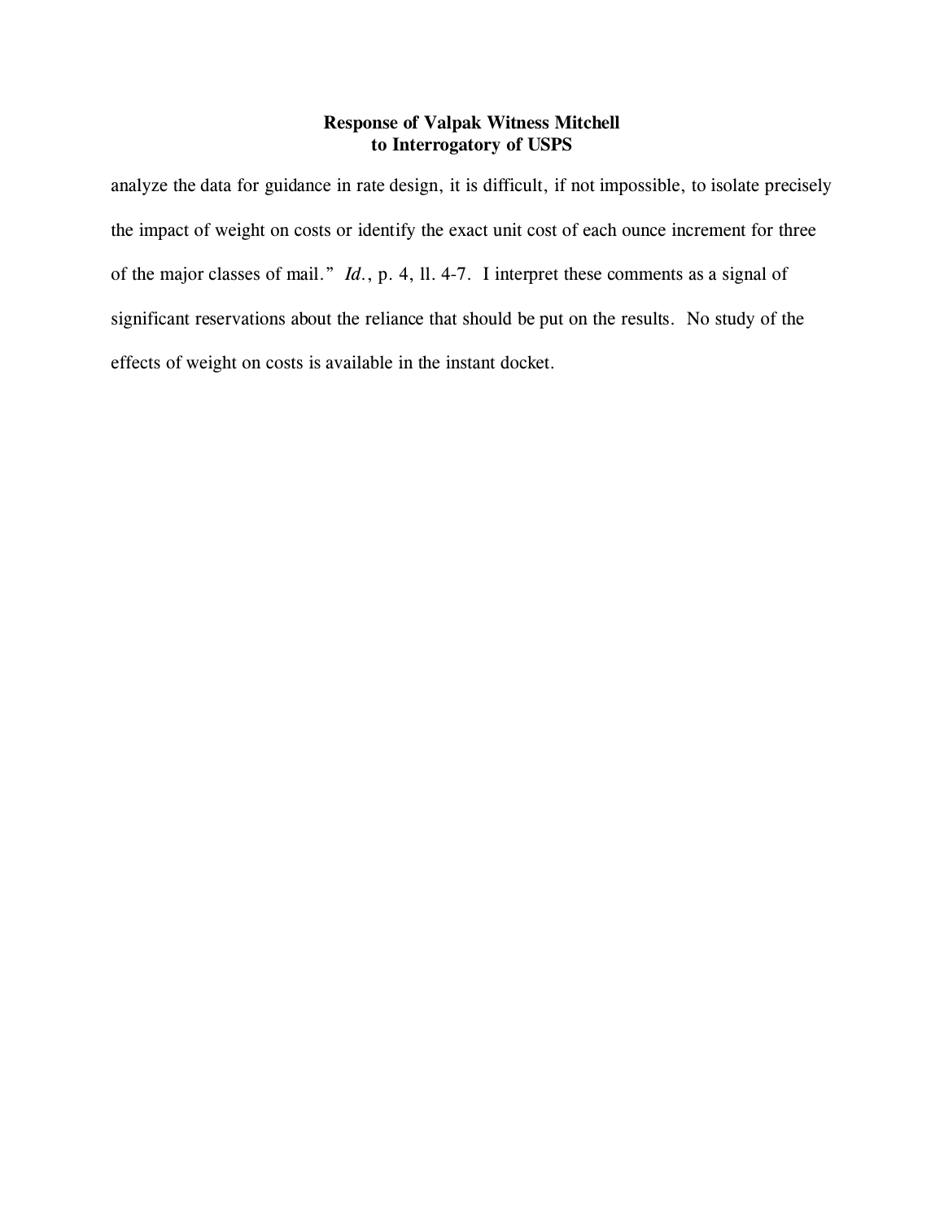**Response of Valpak Witness Mitchell**
**to Interrogatory of USPS**

analyze the data for guidance in rate design, it is difficult, if not impossible, to isolate precisely the impact of weight on costs or identify the exact unit cost of each ounce increment for three of the major classes of mail." *Id.*, p. 4, ll. 4-7. I interpret these comments as a signal of significant reservations about the reliance that should be put on the results. No study of the effects of weight on costs is available in the instant docket.